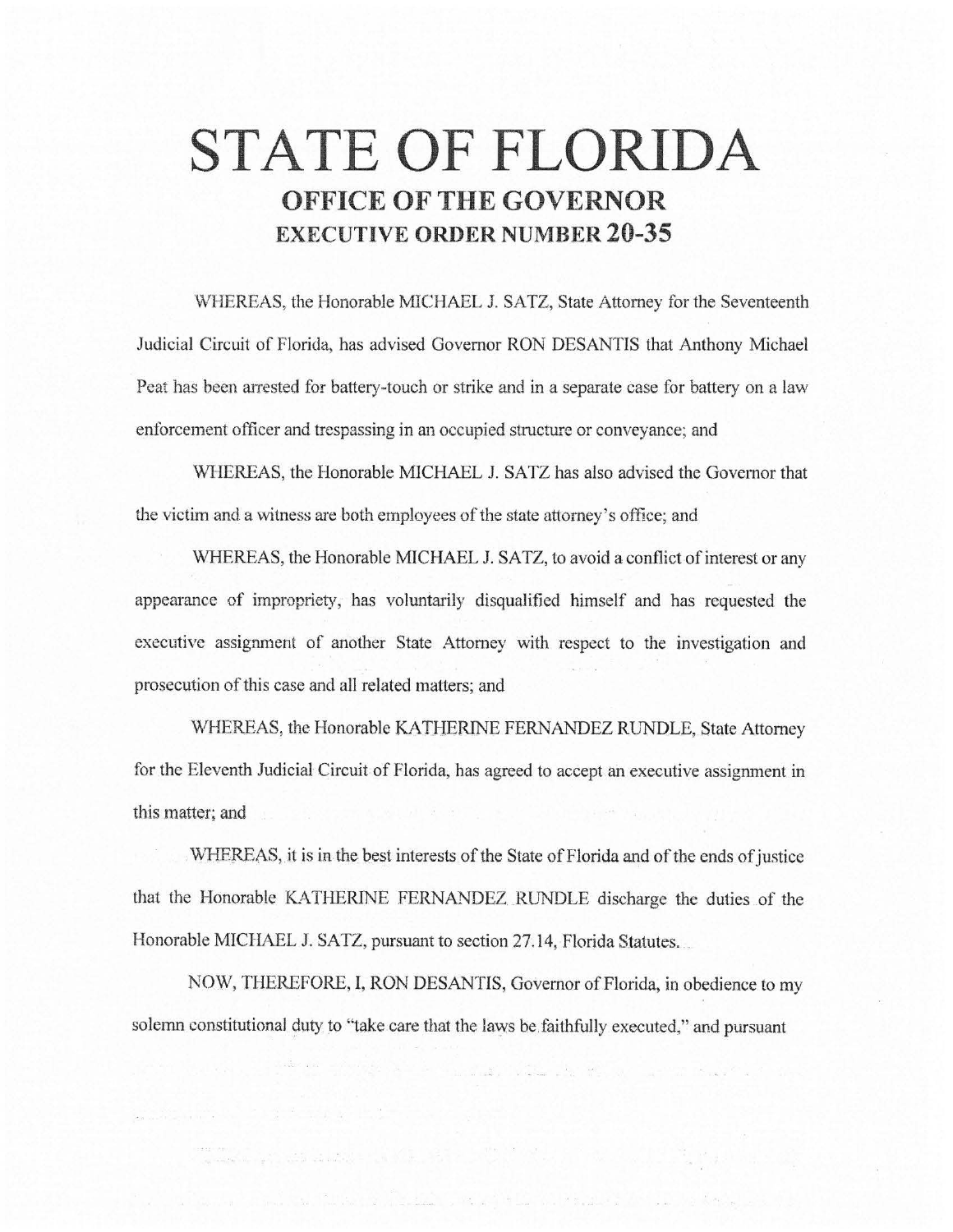# STATE OF FLORIDA

## OFFICE OF THE GOVERNOR

## EXECUTIVE ORDER NUMBER 20-35

WHEREAS, the Honorable MICHAEL J. SATZ, State Attorney for the Seventeenth Judicial Circuit of Florida, has advised Governor RON DESANTIS that Anthony Michael Peat has been arrested for battery-touch or strike and in a separate case for battery on a law enforcement officer and trespassing in an occupied structure or conveyance; and

WHEREAS, the Honorable MICHAEL J. SATZ has also advised the Governor that the victim and a witness are both employees of the state attorney's office; and

WHEREAS, the Honorable MICHAEL J. SATZ, to avoid a conflict of interest or any appearance of impropriety, has voluntarily disqualified himself and has requested the executive assignment of another State Attorney with respect to the investigation and prosecution of this case and all related matters; and

WHEREAS, the Honorable KATHERINE FERNANDEZ RUNDLE, State Attorney for the Eleventh Judicial Circuit of Florida, has agreed to accept an executive assignment in this matter; and

WHEREAS, it is in the best interests of the State of Florida and of the ends of justice that the Honorable KATHERINE FERNANDEZ RUNDLE discharge the duties of the Honorable MICHAEL J. SATZ, pursuant to section 27.14, Florida Statutes.

NOW, THEREFORE, I, RON DESANTIS, Governor of Florida, in obedience to my solemn constitutional duty to "take care that the laws be faithfully executed," and pursuant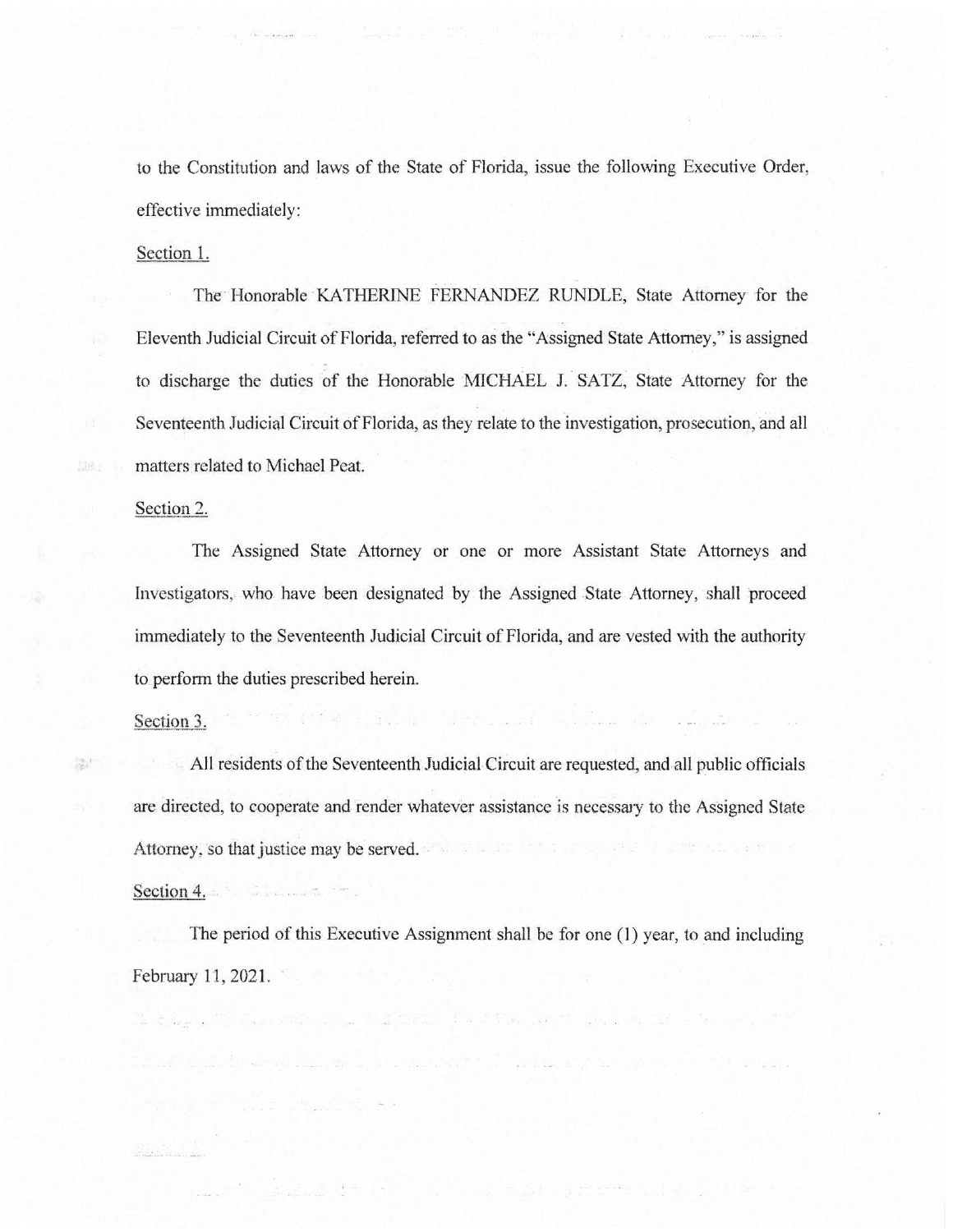to the Constitution and laws of the State of Florida, issue the following Executive Order, effective immediately:

Section 1.

The Honorable KATHERINE FERNANDEZ RUNDLE, State Attorney for the Eleventh Judicial Circuit of Florida, referred to as the "Assigned State Attorney," is assigned to discharge the duties of the Honorable MICHAEL J. SATZ, State Attorney for the Seventeenth Judicial Circuit of Florida, as they relate to the investigation, prosecution, and all matters related to Michael Peat.

Section 2.

The Assigned State Attorney or one or more Assistant State Attorneys and Investigators, who have been designated by the Assigned State Attorney, shall proceed immediately to the Seventeenth Judicial Circuit of Florida, and are vested with the authority to perform the duties prescribed herein.

Section 3.

All residents of the Seventeenth Judicial Circuit are requested, and all public officials are directed, to cooperate and render whatever assistance is necessary to the Assigned State Attorney, so that justice may be served.

Section 4.

The period of this Executive Assignment shall be for one (1) year, to and including February 11, 2021.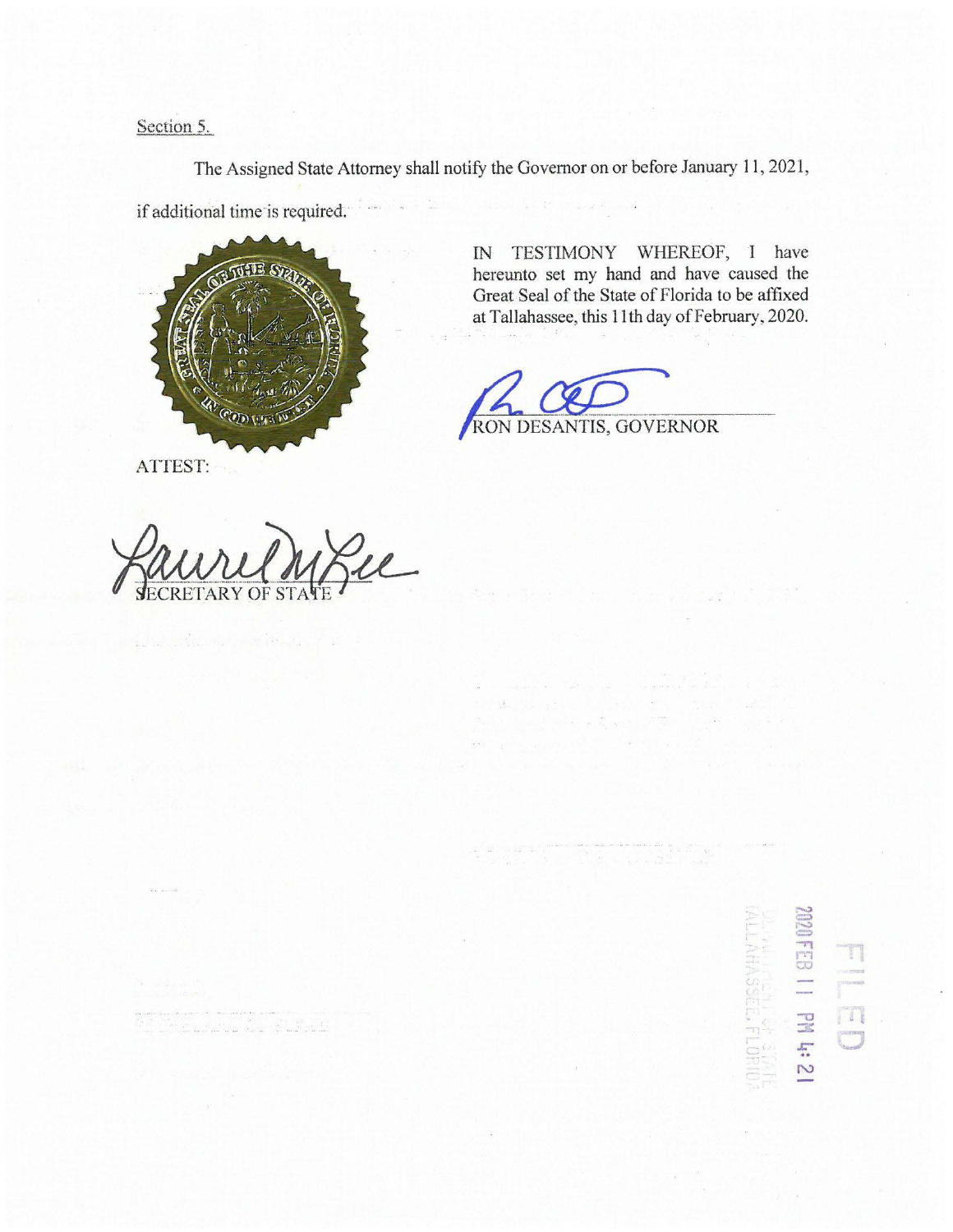Section 5.

The Assigned State Attorney shall notify the Governor on or before January 11, 2021, if additional time is required.

IN TESTIMONY WHEREOF, I have hereunto set my hand and have caused the Great Seal of the State of Florida to be affixed at Tallahassee, this 11th day of February, 2020.

RON DESANTIS, GOVERNOR

ATTEST:

SECRETARY OF STATE

FILED

2020 FEB 11 PM 4:21

DEPARTMENT OF STATE
TALLAHASSEE, FLORIDA